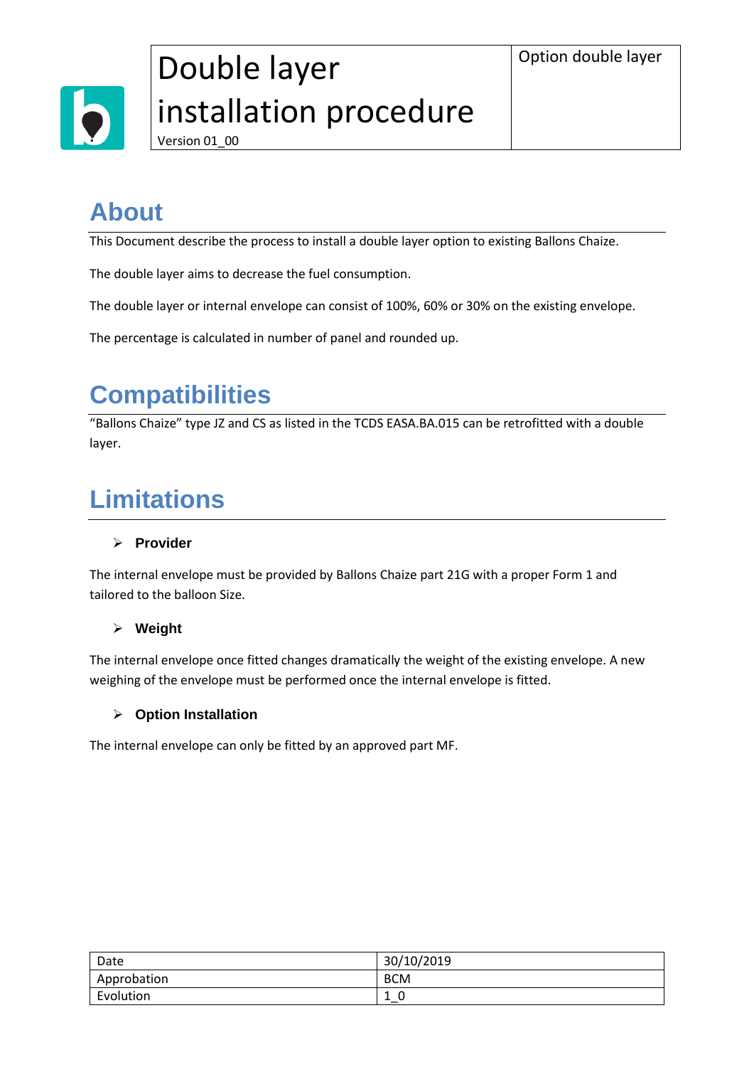| Double layer installation procedure<br>Version 01_00 | Option double layer |
| --- | --- |

## About

This Document describe the process to install a double layer option to existing Ballons Chaize.

The double layer aims to decrease the fuel consumption.

The double layer or internal envelope can consist of 100%, 60% or 30% on the existing envelope.

The percentage is calculated in number of panel and rounded up.

## Compatibilities

"Ballons Chaize" type JZ and CS as listed in the TCDS EASA.BA.015 can be retrofitted with a double layer.

## Limitations

- **Provider**

The internal envelope must be provided by Ballons Chaize part 21G with a proper Form 1 and tailored to the balloon Size.

- **Weight**

The internal envelope once fitted changes dramatically the weight of the existing envelope. A new weighing of the envelope must be performed once the internal envelope is fitted.

- **Option Installation**

The internal envelope can only be fitted by an approved part MF.

| Date | 30/10/2019 |
| --- | --- |
| Approbation | BCM |
| Evolution | 1_0 |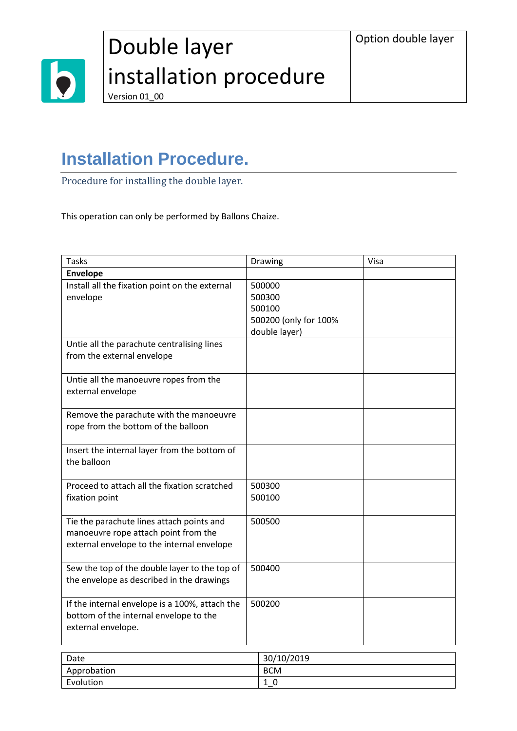# Double layer installation procedure

Version 01_00

Option double layer

## Installation Procedure.

Procedure for installing the double layer.

This operation can only be performed by Ballons Chaize.

| Tasks | Drawing | Visa |
|---|---|---|
| **Envelope** | | |
| Install all the fixation point on the external envelope | 500000<br>500300<br>500100<br>500200 (only for 100% double layer) | |
| Untie all the parachute centralising lines from the external envelope | | |
| Untie all the manoeuvre ropes from the external envelope | | |
| Remove the parachute with the manoeuvre rope from the bottom of the balloon | | |
| Insert the internal layer from the bottom of the balloon | | |
| Proceed to attach all the fixation scratched fixation point | 500300<br>500100 | |
| Tie the parachute lines attach points and manoeuvre rope attach point from the external envelope to the internal envelope | 500500 | |
| Sew the top of the double layer to the top of the envelope as described in the drawings | 500400 | |
| If the internal envelope is a 100%, attach the bottom of the internal envelope to the external envelope. | 500200 | |

| Date | 30/10/2019 |
|---|---|
| Approbation | BCM |
| Evolution | 1_0 |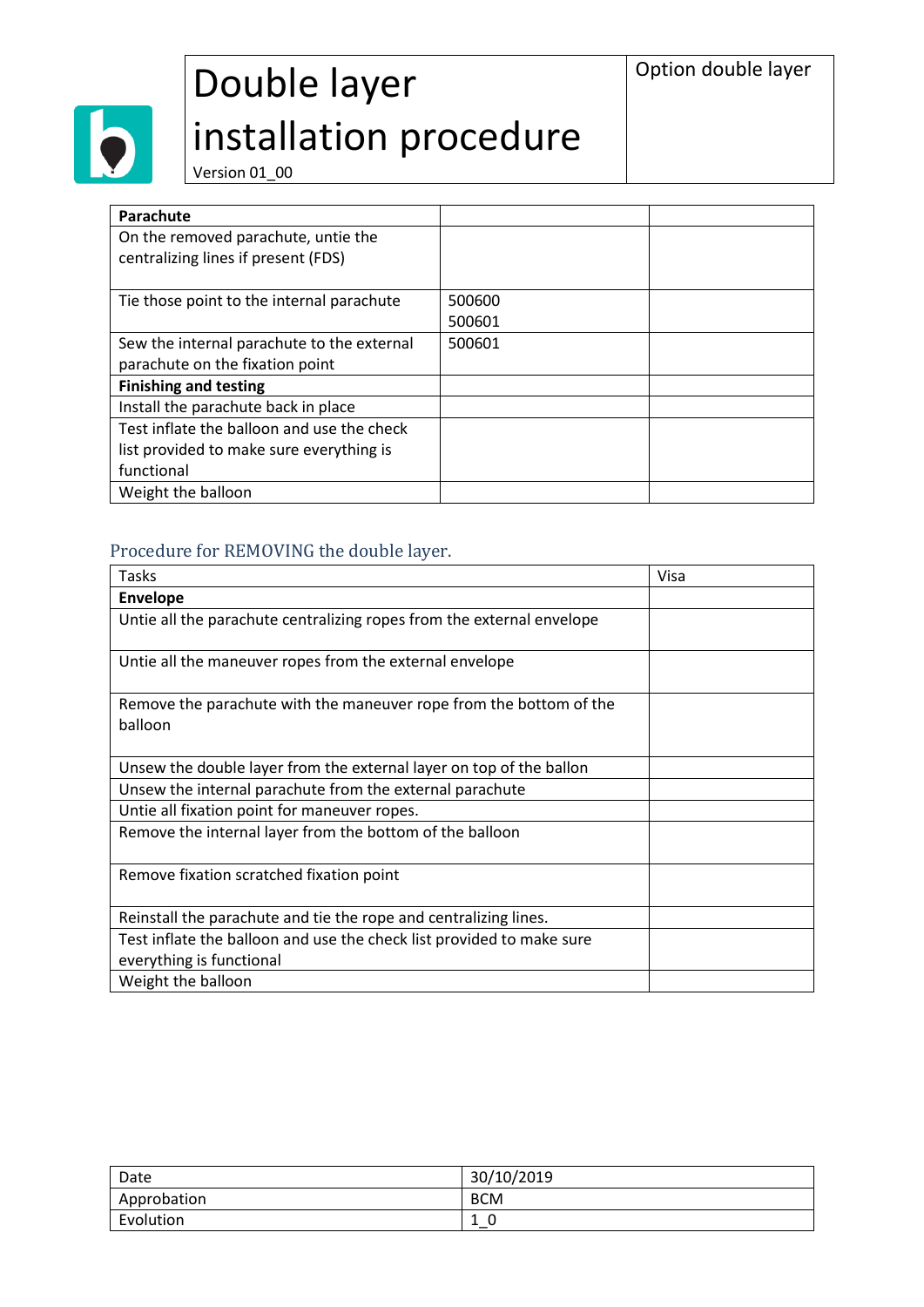# Double layer installation procedure

Version 01_00

Option double layer

| Parachute | | |
|---|---|---|
| On the removed parachute, untie the centralizing lines if present (FDS) | | |
| Tie those point to the internal parachute | 500600<br>500601 | |
| Sew the internal parachute to the external parachute on the fixation point | 500601 | |
| **Finishing and testing** | | |
| Install the parachute back in place | | |
| Test inflate the balloon and use the check list provided to make sure everything is functional | | |
| Weight the balloon | | |

## Procedure for REMOVING the double layer.

| Tasks | Visa |
|---|---|
| **Envelope** | |
| Untie all the parachute centralizing ropes from the external envelope | |
| Untie all the maneuver ropes from the external envelope | |
| Remove the parachute with the maneuver rope from the bottom of the balloon | |
| Unsew the double layer from the external layer on top of the ballon | |
| Unsew the internal parachute from the external parachute | |
| Untie all fixation point for maneuver ropes. | |
| Remove the internal layer from the bottom of the balloon | |
| Remove fixation scratched fixation point | |
| Reinstall the parachute and tie the rope and centralizing lines. | |
| Test inflate the balloon and use the check list provided to make sure everything is functional | |
| Weight the balloon | |

| Date | 30/10/2019 |
|---|---|
| Approbation | BCM |
| Evolution | 1_0 |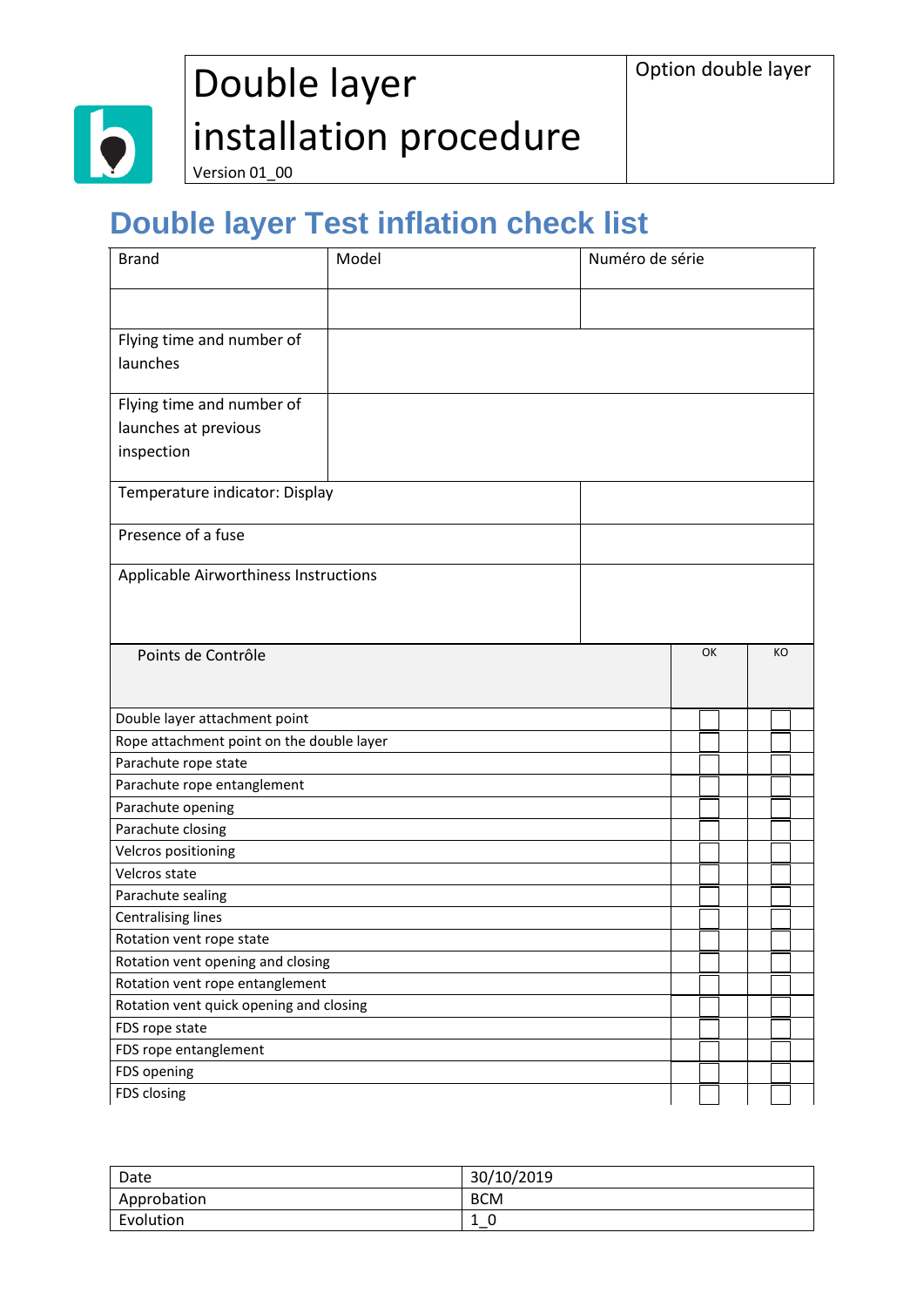| Double layer installation procedure Version 01_00 | Option double layer |
| --- | --- |

# Double layer Test inflation check list

| Brand | Model | Numéro de série |
| --- | --- | --- |
| | | |
| Flying time and number of launches | | |
| Flying time and number of launches at previous inspection | | |
| Temperature indicator: Display | | |
| Presence of a fuse | | |
| Applicable Airworthiness Instructions | | |

| Points de Contrôle | OK | KO |
| --- | --- | --- |
| Double layer attachment point | ☐ | ☐ |
| Rope attachment point on the double layer | ☐ | ☐ |
| Parachute rope state | ☐ | ☐ |
| Parachute rope entanglement | ☐ | ☐ |
| Parachute opening | ☐ | ☐ |
| Parachute closing | ☐ | ☐ |
| Velcros positioning | ☐ | ☐ |
| Velcros state | ☐ | ☐ |
| Parachute sealing | ☐ | ☐ |
| Centralising lines | ☐ | ☐ |
| Rotation vent rope state | ☐ | ☐ |
| Rotation vent opening and closing | ☐ | ☐ |
| Rotation vent rope entanglement | ☐ | ☐ |
| Rotation vent quick opening and closing | ☐ | ☐ |
| FDS rope state | ☐ | ☐ |
| FDS rope entanglement | ☐ | ☐ |
| FDS opening | ☐ | ☐ |
| FDS closing | ☐ | ☐ |

| Date | 30/10/2019 |
| --- | --- |
| Approbation | BCM |
| Evolution | 1_0 |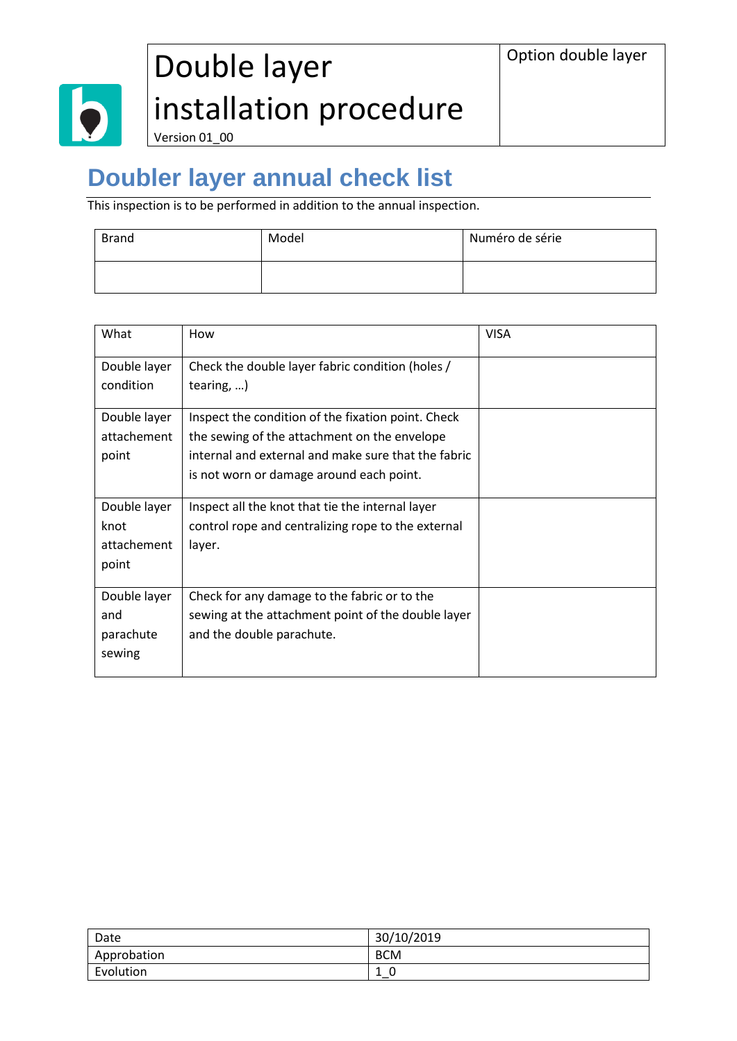## Doubler layer annual check list

This inspection is to be performed in addition to the annual inspection.

| Brand | Model | Numéro de série |
|---|---|---|
| | | |

| What | How | VISA |
|---|---|---|
| Double layer condition | Check the double layer fabric condition (holes / tearing, …) | |
| Double layer attachement point | Inspect the condition of the fixation point. Check the sewing of the attachment on the envelope internal and external and make sure that the fabric is not worn or damage around each point. | |
| Double layer knot attachement point | Inspect all the knot that tie the internal layer control rope and centralizing rope to the external layer. | |
| Double layer and parachute sewing | Check for any damage to the fabric or to the sewing at the attachment point of the double layer and the double parachute. | |